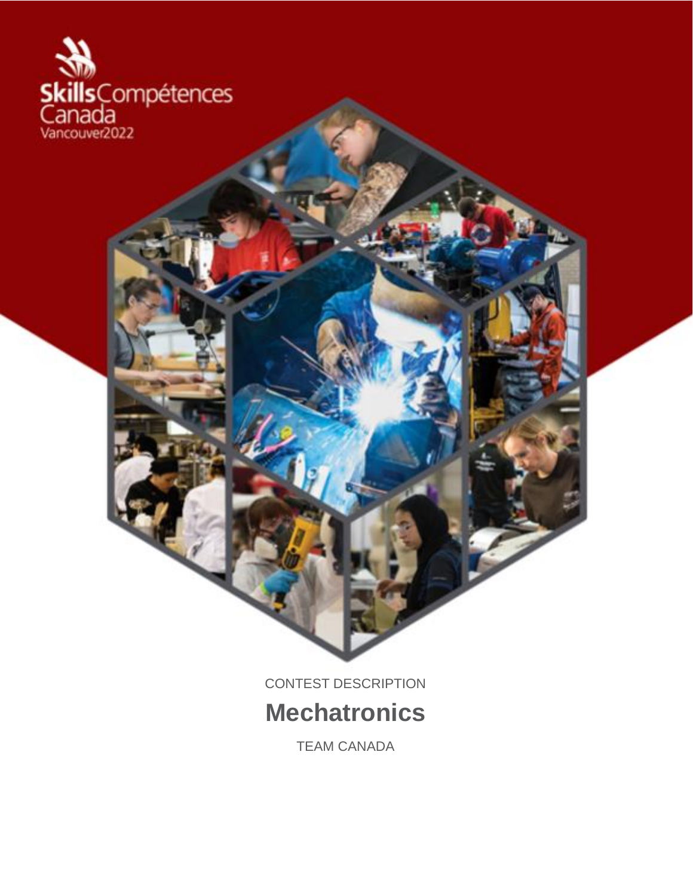Skills Compétences Canada

Vancouver2022

CONTEST DESCRIPTION

# Mechatronics

TEAM CANADA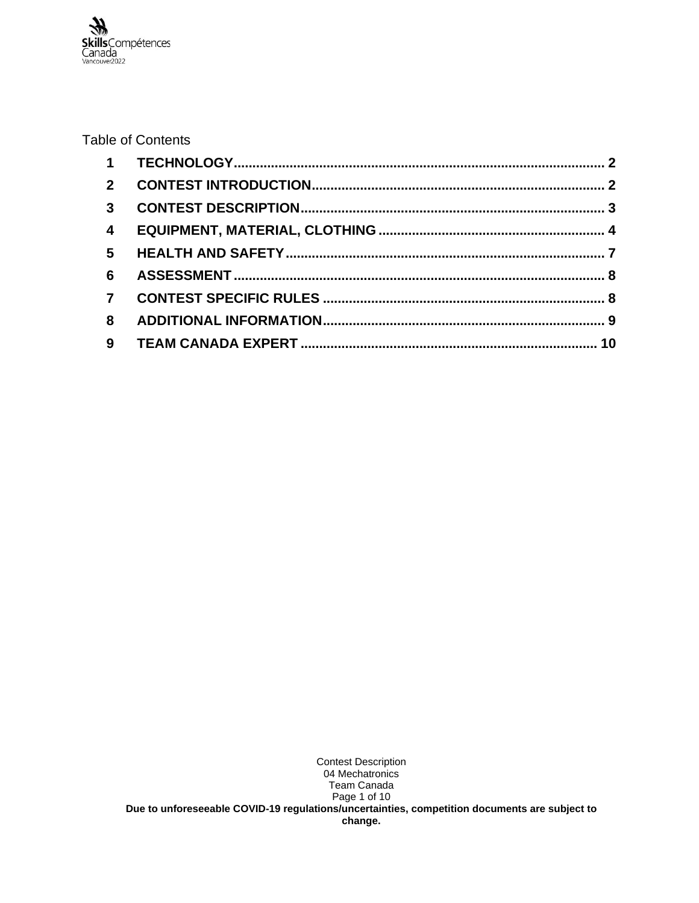Table of Contents

| | | |
|---|---|---|
| **1** | **TECHNOLOGY** | **2** |
| **2** | **CONTEST INTRODUCTION** | **2** |
| **3** | **CONTEST DESCRIPTION** | **3** |
| **4** | **EQUIPMENT, MATERIAL, CLOTHING** | **4** |
| **5** | **HEALTH AND SAFETY** | **7** |
| **6** | **ASSESSMENT** | **8** |
| **7** | **CONTEST SPECIFIC RULES** | **8** |
| **8** | **ADDITIONAL INFORMATION** | **9** |
| **9** | **TEAM CANADA EXPERT** | **10** |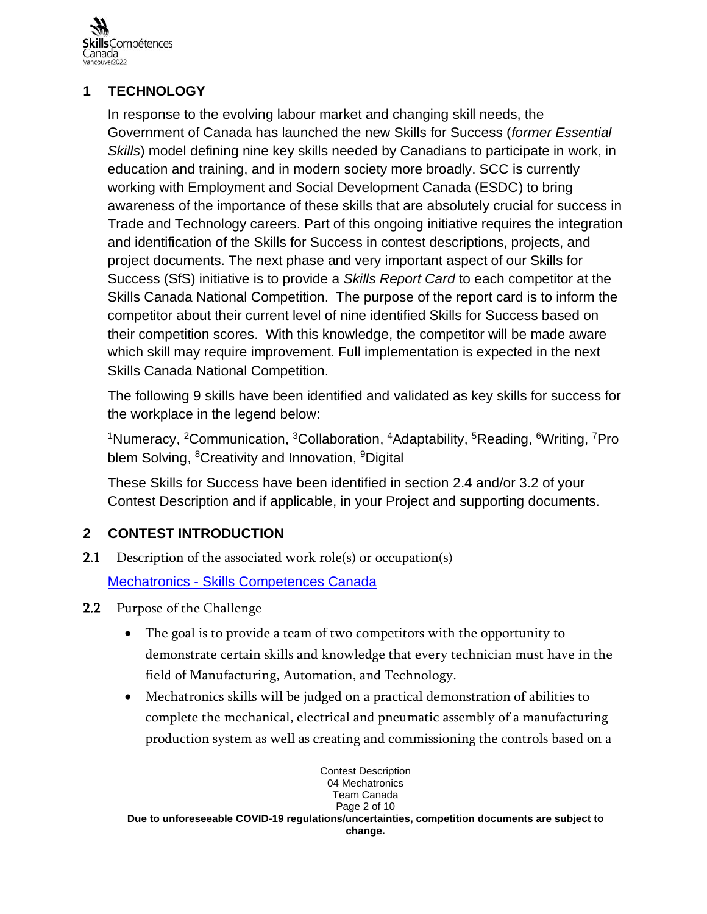## 1 TECHNOLOGY

In response to the evolving labour market and changing skill needs, the Government of Canada has launched the new Skills for Success (*former Essential Skills*) model defining nine key skills needed by Canadians to participate in work, in education and training, and in modern society more broadly. SCC is currently working with Employment and Social Development Canada (ESDC) to bring awareness of the importance of these skills that are absolutely crucial for success in Trade and Technology careers. Part of this ongoing initiative requires the integration and identification of the Skills for Success in contest descriptions, projects, and project documents. The next phase and very important aspect of our Skills for Success (SfS) initiative is to provide a *Skills Report Card* to each competitor at the Skills Canada National Competition. The purpose of the report card is to inform the competitor about their current level of nine identified Skills for Success based on their competition scores. With this knowledge, the competitor will be made aware which skill may require improvement. Full implementation is expected in the next Skills Canada National Competition.

The following 9 skills have been identified and validated as key skills for success for the workplace in the legend below:

[1]Numeracy, [2]Communication, [3]Collaboration, [4]Adaptability, [5]Reading, [6]Writing, [7]Problem Solving, [8]Creativity and Innovation, [9]Digital

These Skills for Success have been identified in section 2.4 and/or 3.2 of your Contest Description and if applicable, in your Project and supporting documents.

## 2 CONTEST INTRODUCTION

### 2.1 Description of the associated work role(s) or occupation(s)

[Mechatronics - Skills Competences Canada]

### 2.2 Purpose of the Challenge

- The goal is to provide a team of two competitors with the opportunity to demonstrate certain skills and knowledge that every technician must have in the field of Manufacturing, Automation, and Technology.
- Mechatronics skills will be judged on a practical demonstration of abilities to complete the mechanical, electrical and pneumatic assembly of a manufacturing production system as well as creating and commissioning the controls based on a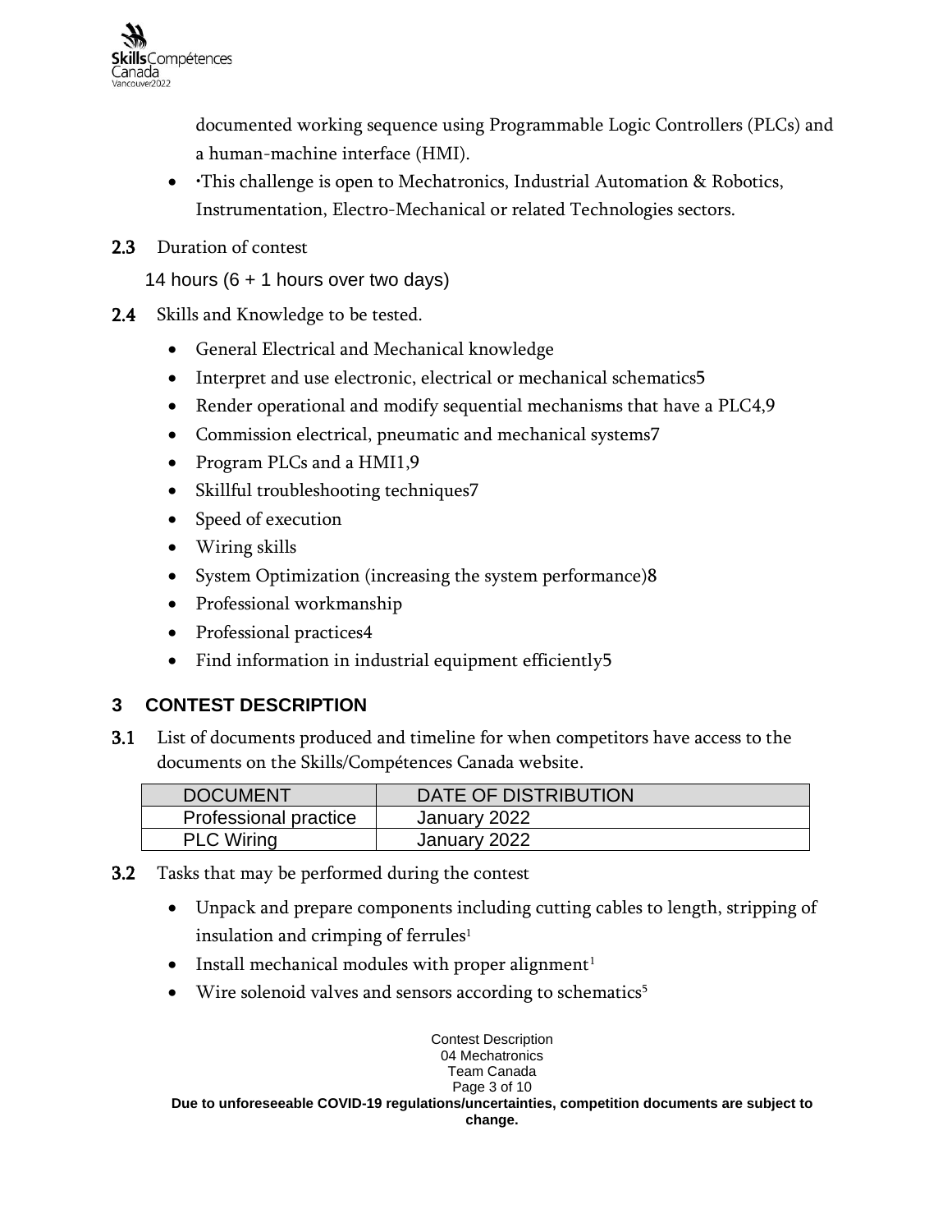documented working sequence using Programmable Logic Controllers (PLCs) and a human-machine interface (HMI).

- •This challenge is open to Mechatronics, Industrial Automation & Robotics, Instrumentation, Electro-Mechanical or related Technologies sectors.

**2.3** Duration of contest

14 hours (6 + 1 hours over two days)

**2.4** Skills and Knowledge to be tested.

- General Electrical and Mechanical knowledge
- Interpret and use electronic, electrical or mechanical schematics5
- Render operational and modify sequential mechanisms that have a PLC4,9
- Commission electrical, pneumatic and mechanical systems7
- Program PLCs and a HMI1,9
- Skillful troubleshooting techniques7
- Speed of execution
- Wiring skills
- System Optimization (increasing the system performance)8
- Professional workmanship
- Professional practices4
- Find information in industrial equipment efficiently5

## 3 CONTEST DESCRIPTION

**3.1** List of documents produced and timeline for when competitors have access to the documents on the Skills/Compétences Canada website.

| DOCUMENT | DATE OF DISTRIBUTION |
|---|---|
| Professional practice | January 2022 |
| PLC Wiring | January 2022 |

**3.2** Tasks that may be performed during the contest

- Unpack and prepare components including cutting cables to length, stripping of insulation and crimping of ferrules[1]
- Install mechanical modules with proper alignment[1]
- Wire solenoid valves and sensors according to schematics[5]

**Due to unforeseeable COVID-19 regulations/uncertainties, competition documents are subject to change.**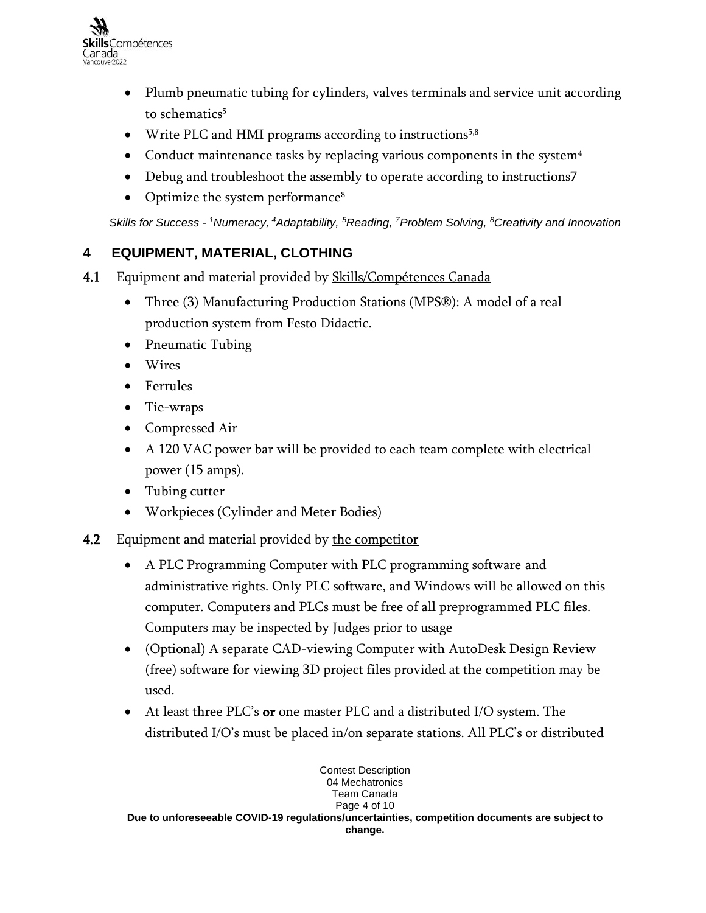- Plumb pneumatic tubing for cylinders, valves terminals and service unit according to schematics[5]
- Write PLC and HMI programs according to instructions[5,8]
- Conduct maintenance tasks by replacing various components in the system[4]
- Debug and troubleshoot the assembly to operate according to instructions7
- Optimize the system performance[8]

*Skills for Success - [1]Numeracy, [4]Adaptability, [5]Reading, [7]Problem Solving, [8]Creativity and Innovation*

## 4 EQUIPMENT, MATERIAL, CLOTHING

**4.1** Equipment and material provided by Skills/Compétences Canada

- Three (3) Manufacturing Production Stations (MPS®): A model of a real production system from Festo Didactic.
- Pneumatic Tubing
- Wires
- Ferrules
- Tie-wraps
- Compressed Air
- A 120 VAC power bar will be provided to each team complete with electrical power (15 amps).
- Tubing cutter
- Workpieces (Cylinder and Meter Bodies)

**4.2** Equipment and material provided by the competitor

- A PLC Programming Computer with PLC programming software and administrative rights. Only PLC software, and Windows will be allowed on this computer. Computers and PLCs must be free of all preprogrammed PLC files. Computers may be inspected by Judges prior to usage
- (Optional) A separate CAD-viewing Computer with AutoDesk Design Review (free) software for viewing 3D project files provided at the competition may be used.
- At least three PLC's **or** one master PLC and a distributed I/O system. The distributed I/O's must be placed in/on separate stations. All PLC's or distributed

**Due to unforeseeable COVID-19 regulations/uncertainties, competition documents are subject to change.**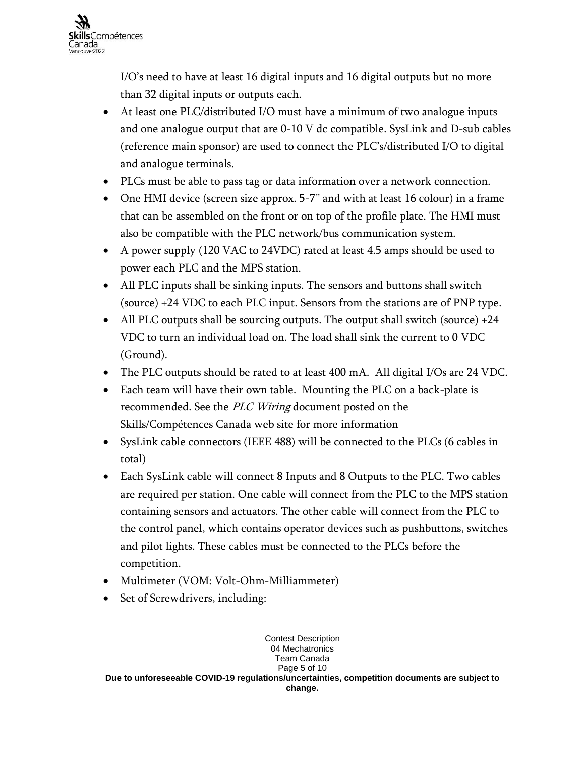I/O's need to have at least 16 digital inputs and 16 digital outputs but no more than 32 digital inputs or outputs each.

- At least one PLC/distributed I/O must have a minimum of two analogue inputs and one analogue output that are 0-10 V dc compatible. SysLink and D-sub cables (reference main sponsor) are used to connect the PLC's/distributed I/O to digital and analogue terminals.
- PLCs must be able to pass tag or data information over a network connection.
- One HMI device (screen size approx. 5-7" and with at least 16 colour) in a frame that can be assembled on the front or on top of the profile plate. The HMI must also be compatible with the PLC network/bus communication system.
- A power supply (120 VAC to 24VDC) rated at least 4.5 amps should be used to power each PLC and the MPS station.
- All PLC inputs shall be sinking inputs. The sensors and buttons shall switch (source) +24 VDC to each PLC input. Sensors from the stations are of PNP type.
- All PLC outputs shall be sourcing outputs. The output shall switch (source) +24 VDC to turn an individual load on. The load shall sink the current to 0 VDC (Ground).
- The PLC outputs should be rated to at least 400 mA. All digital I/Os are 24 VDC.
- Each team will have their own table. Mounting the PLC on a back-plate is recommended. See the *PLC Wiring* document posted on the Skills/Compétences Canada web site for more information
- SysLink cable connectors (IEEE 488) will be connected to the PLCs (6 cables in total)
- Each SysLink cable will connect 8 Inputs and 8 Outputs to the PLC. Two cables are required per station. One cable will connect from the PLC to the MPS station containing sensors and actuators. The other cable will connect from the PLC to the control panel, which contains operator devices such as pushbuttons, switches and pilot lights. These cables must be connected to the PLCs before the competition.
- Multimeter (VOM: Volt-Ohm-Milliammeter)
- Set of Screwdrivers, including: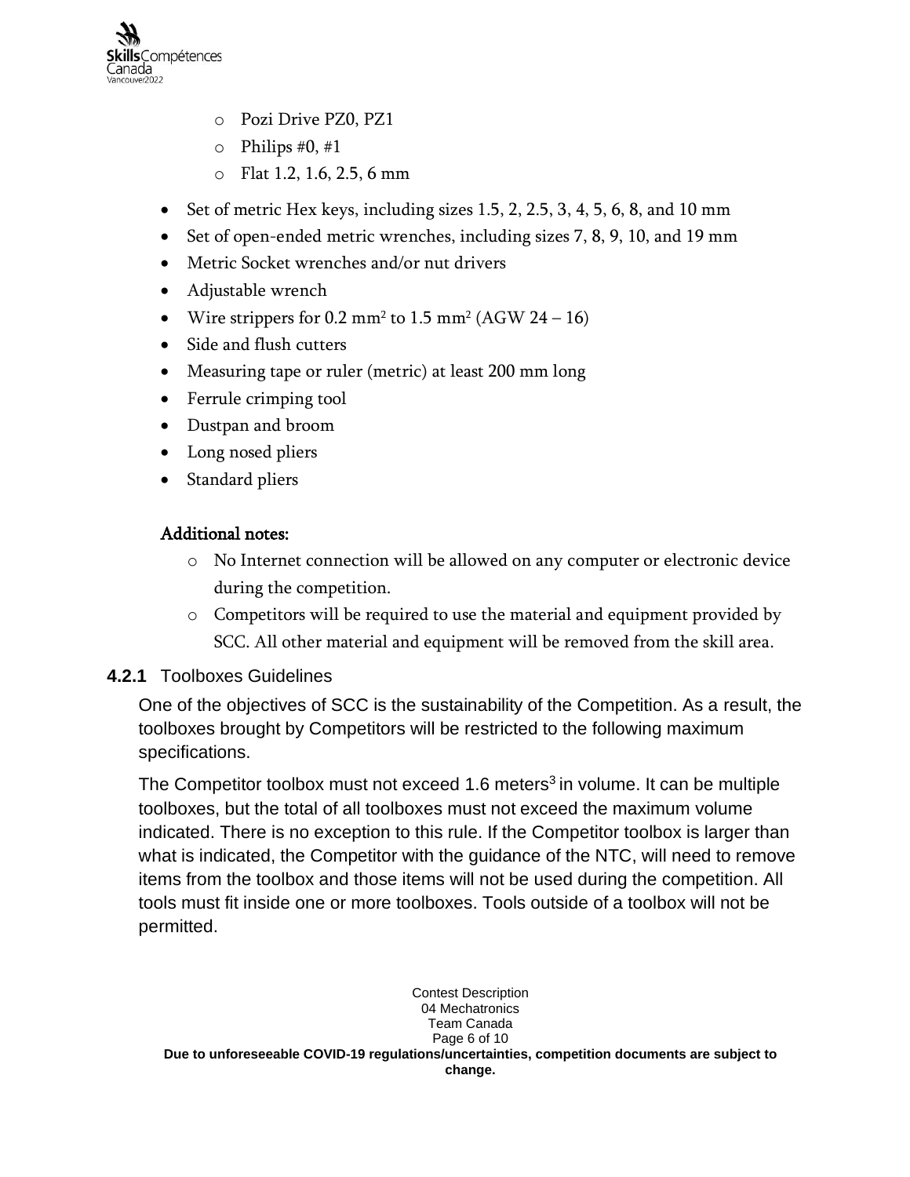- Pozi Drive PZ0, PZ1
  - Philips #0, #1
  - Flat 1.2, 1.6, 2.5, 6 mm
- Set of metric Hex keys, including sizes 1.5, 2, 2.5, 3, 4, 5, 6, 8, and 10 mm
- Set of open-ended metric wrenches, including sizes 7, 8, 9, 10, and 19 mm
- Metric Socket wrenches and/or nut drivers
- Adjustable wrench
- Wire strippers for 0.2 $mm^2$ to 1.5 $mm^2$ (AGW 24 – 16)
- Side and flush cutters
- Measuring tape or ruler (metric) at least 200 mm long
- Ferrule crimping tool
- Dustpan and broom
- Long nosed pliers
- Standard pliers

**Additional notes:**

- No Internet connection will be allowed on any computer or electronic device during the competition.
- Competitors will be required to use the material and equipment provided by SCC. All other material and equipment will be removed from the skill area.

### 4.2.1 Toolboxes Guidelines

One of the objectives of SCC is the sustainability of the Competition. As a result, the toolboxes brought by Competitors will be restricted to the following maximum specifications.

The Competitor toolbox must not exceed 1.6 $meters^3$ in volume. It can be multiple toolboxes, but the total of all toolboxes must not exceed the maximum volume indicated. There is no exception to this rule. If the Competitor toolbox is larger than what is indicated, the Competitor with the guidance of the NTC, will need to remove items from the toolbox and those items will not be used during the competition. All tools must fit inside one or more toolboxes. Tools outside of a toolbox will not be permitted.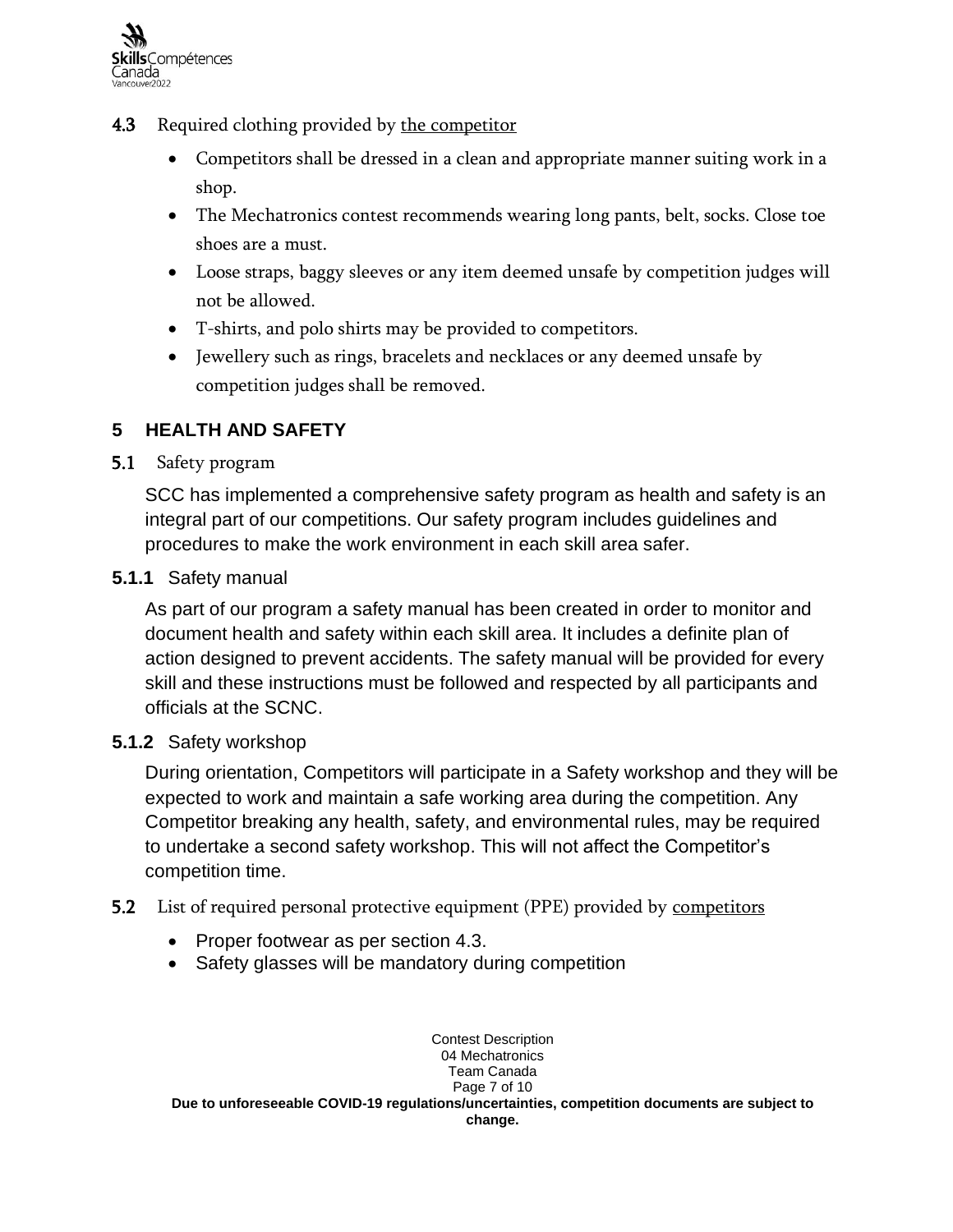### 4.3 Required clothing provided by the competitor

- Competitors shall be dressed in a clean and appropriate manner suiting work in a shop.
- The Mechatronics contest recommends wearing long pants, belt, socks. Close toe shoes are a must.
- Loose straps, baggy sleeves or any item deemed unsafe by competition judges will not be allowed.
- T-shirts, and polo shirts may be provided to competitors.
- Jewellery such as rings, bracelets and necklaces or any deemed unsafe by competition judges shall be removed.

## 5 HEALTH AND SAFETY

### 5.1 Safety program

SCC has implemented a comprehensive safety program as health and safety is an integral part of our competitions. Our safety program includes guidelines and procedures to make the work environment in each skill area safer.

#### 5.1.1 Safety manual

As part of our program a safety manual has been created in order to monitor and document health and safety within each skill area. It includes a definite plan of action designed to prevent accidents. The safety manual will be provided for every skill and these instructions must be followed and respected by all participants and officials at the SCNC.

#### 5.1.2 Safety workshop

During orientation, Competitors will participate in a Safety workshop and they will be expected to work and maintain a safe working area during the competition. Any Competitor breaking any health, safety, and environmental rules, may be required to undertake a second safety workshop. This will not affect the Competitor's competition time.

### 5.2 List of required personal protective equipment (PPE) provided by competitors

- Proper footwear as per section 4.3.
- Safety glasses will be mandatory during competition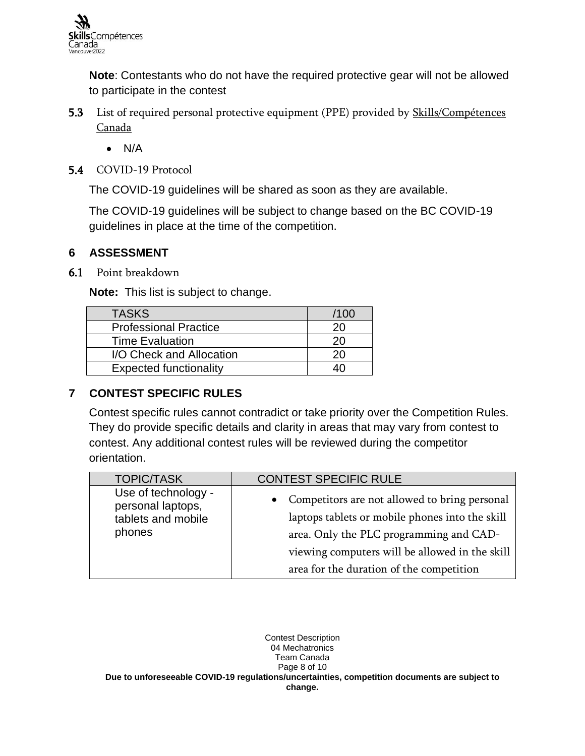**Note**: Contestants who do not have the required protective gear will not be allowed to participate in the contest

**5.3** List of required personal protective equipment (PPE) provided by Skills/Compétences Canada

- N/A

**5.4** COVID-19 Protocol

The COVID-19 guidelines will be shared as soon as they are available.

The COVID-19 guidelines will be subject to change based on the BC COVID-19 guidelines in place at the time of the competition.

## 6 ASSESSMENT

**6.1** Point breakdown

**Note:** This list is subject to change.

| TASKS | /100 |
| --- | --- |
| Professional Practice | 20 |
| Time Evaluation | 20 |
| I/O Check and Allocation | 20 |
| Expected functionality | 40 |

## 7 CONTEST SPECIFIC RULES

Contest specific rules cannot contradict or take priority over the Competition Rules. They do provide specific details and clarity in areas that may vary from contest to contest. Any additional contest rules will be reviewed during the competitor orientation.

| TOPIC/TASK | CONTEST SPECIFIC RULE |
| --- | --- |
| Use of technology - personal laptops, tablets and mobile phones | • Competitors are not allowed to bring personal laptops tablets or mobile phones into the skill area. Only the PLC programming and CAD-viewing computers will be allowed in the skill area for the duration of the competition |

**Due to unforeseeable COVID-19 regulations/uncertainties, competition documents are subject to change.**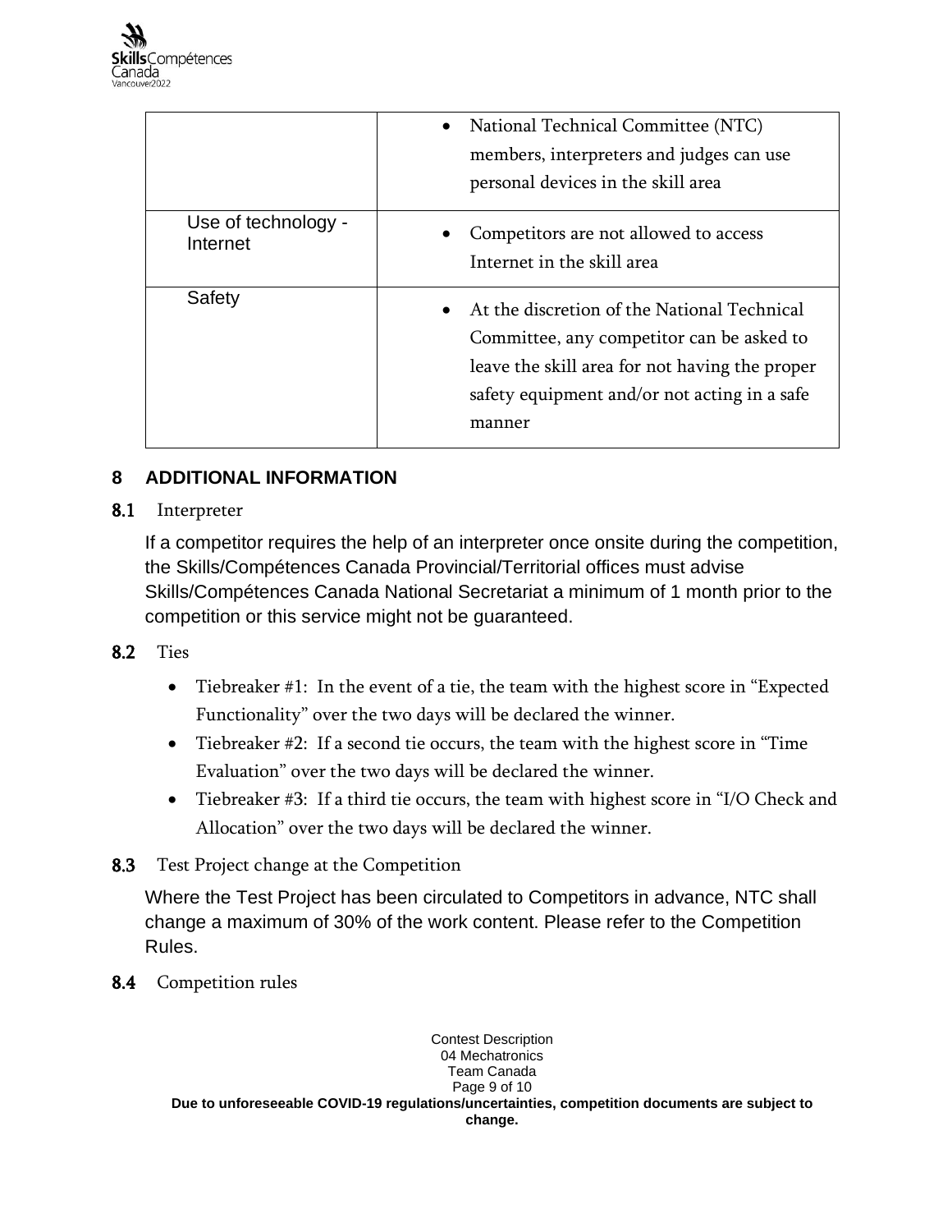| | |
|---|---|
| | • National Technical Committee (NTC) members, interpreters and judges can use personal devices in the skill area |
| Use of technology - Internet | • Competitors are not allowed to access Internet in the skill area |
| Safety | • At the discretion of the National Technical Committee, any competitor can be asked to leave the skill area for not having the proper safety equipment and/or not acting in a safe manner |

## 8 ADDITIONAL INFORMATION

### 8.1 Interpreter

If a competitor requires the help of an interpreter once onsite during the competition, the Skills/Compétences Canada Provincial/Territorial offices must advise Skills/Compétences Canada National Secretariat a minimum of 1 month prior to the competition or this service might not be guaranteed.

### 8.2 Ties

- Tiebreaker #1: In the event of a tie, the team with the highest score in “Expected Functionality” over the two days will be declared the winner.
- Tiebreaker #2: If a second tie occurs, the team with the highest score in “Time Evaluation” over the two days will be declared the winner.
- Tiebreaker #3: If a third tie occurs, the team with highest score in “I/O Check and Allocation” over the two days will be declared the winner.

### 8.3 Test Project change at the Competition

Where the Test Project has been circulated to Competitors in advance, NTC shall change a maximum of 30% of the work content. Please refer to the Competition Rules.

### 8.4 Competition rules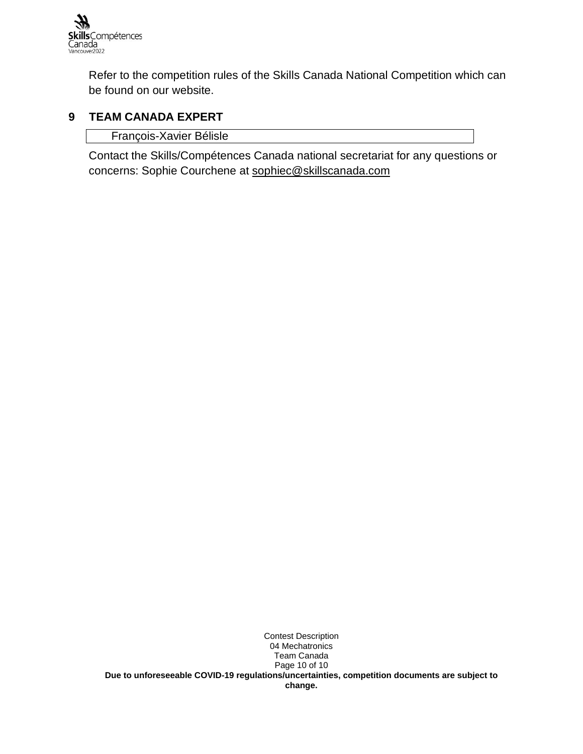Refer to the competition rules of the Skills Canada National Competition which can be found on our website.

## 9 TEAM CANADA EXPERT

| |
|---|
| François-Xavier Bélisle |

Contact the Skills/Compétences Canada national secretariat for any questions or concerns: Sophie Courchene at sophiec@skillscanada.com